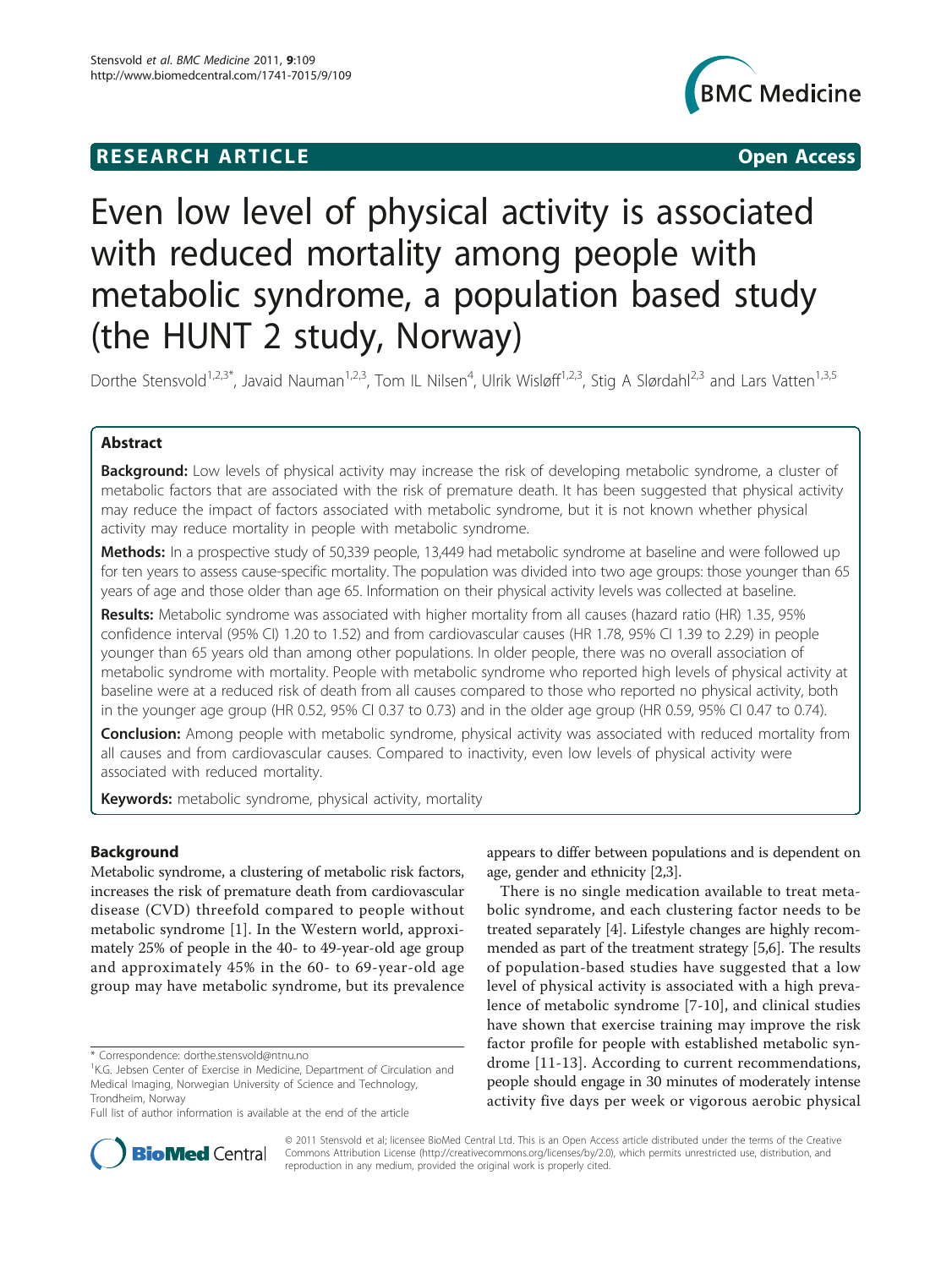RESEARCH ARTICLE Open Access

# Even low level of physical activity is associated with reduced mortality among people with metabolic syndrome, a population based study (the HUNT 2 study, Norway)

Dorthe Stensvold[1,2,3*], Javaid Nauman[1,2,3], Tom IL Nilsen[4], Ulrik Wisløff[1,2,3], Stig A Slørdahl[2,3] and Lars Vatten[1,3,5]

## Abstract

**Background:** Low levels of physical activity may increase the risk of developing metabolic syndrome, a cluster of metabolic factors that are associated with the risk of premature death. It has been suggested that physical activity may reduce the impact of factors associated with metabolic syndrome, but it is not known whether physical activity may reduce mortality in people with metabolic syndrome.

**Methods:** In a prospective study of 50,339 people, 13,449 had metabolic syndrome at baseline and were followed up for ten years to assess cause-specific mortality. The population was divided into two age groups: those younger than 65 years of age and those older than age 65. Information on their physical activity levels was collected at baseline.

**Results:** Metabolic syndrome was associated with higher mortality from all causes (hazard ratio (HR) 1.35, 95% confidence interval (95% CI) 1.20 to 1.52) and from cardiovascular causes (HR 1.78, 95% CI 1.39 to 2.29) in people younger than 65 years old than among other populations. In older people, there was no overall association of metabolic syndrome with mortality. People with metabolic syndrome who reported high levels of physical activity at baseline were at a reduced risk of death from all causes compared to those who reported no physical activity, both in the younger age group (HR 0.52, 95% CI 0.37 to 0.73) and in the older age group (HR 0.59, 95% CI 0.47 to 0.74).

**Conclusion:** Among people with metabolic syndrome, physical activity was associated with reduced mortality from all causes and from cardiovascular causes. Compared to inactivity, even low levels of physical activity were associated with reduced mortality.

**Keywords:** metabolic syndrome, physical activity, mortality

## Background

Metabolic syndrome, a clustering of metabolic risk factors, increases the risk of premature death from cardiovascular disease (CVD) threefold compared to people without metabolic syndrome [1]. In the Western world, approximately 25% of people in the 40- to 49-year-old age group and approximately 45% in the 60- to 69-year-old age group may have metabolic syndrome, but its prevalence appears to differ between populations and is dependent on age, gender and ethnicity [2,3].

There is no single medication available to treat metabolic syndrome, and each clustering factor needs to be treated separately [4]. Lifestyle changes are highly recommended as part of the treatment strategy [5,6]. The results of population-based studies have suggested that a low level of physical activity is associated with a high prevalence of metabolic syndrome [7-10], and clinical studies have shown that exercise training may improve the risk factor profile for people with established metabolic syndrome [11-13]. According to current recommendations, people should engage in 30 minutes of moderately intense activity five days per week or vigorous aerobic physical

\* Correspondence: dorthe.stensvold@ntnu.no

[1]K.G. Jebsen Center of Exercise in Medicine, Department of Circulation and Medical Imaging, Norwegian University of Science and Technology, Trondheim, Norway

Full list of author information is available at the end of the article

© 2011 Stensvold et al; licensee BioMed Central Ltd. This is an Open Access article distributed under the terms of the Creative Commons Attribution License (http://creativecommons.org/licenses/by/2.0), which permits unrestricted use, distribution, and reproduction in any medium, provided the original work is properly cited.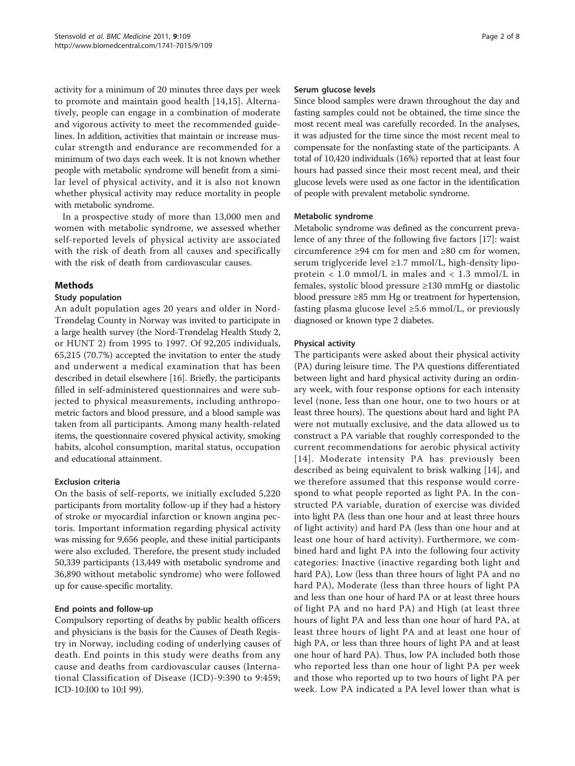activity for a minimum of 20 minutes three days per week to promote and maintain good health [14,15]. Alternatively, people can engage in a combination of moderate and vigorous activity to meet the recommended guidelines. In addition, activities that maintain or increase muscular strength and endurance are recommended for a minimum of two days each week. It is not known whether people with metabolic syndrome will benefit from a similar level of physical activity, and it is also not known whether physical activity may reduce mortality in people with metabolic syndrome.

In a prospective study of more than 13,000 men and women with metabolic syndrome, we assessed whether self-reported levels of physical activity are associated with the risk of death from all causes and specifically with the risk of death from cardiovascular causes.

## Methods

### Study population

An adult population ages 20 years and older in Nord-Trøndelag County in Norway was invited to participate in a large health survey (the Nord-Trøndelag Health Study 2, or HUNT 2) from 1995 to 1997. Of 92,205 individuals, 65,215 (70.7%) accepted the invitation to enter the study and underwent a medical examination that has been described in detail elsewhere [16]. Briefly, the participants filled in self-administered questionnaires and were subjected to physical measurements, including anthropometric factors and blood pressure, and a blood sample was taken from all participants. Among many health-related items, the questionnaire covered physical activity, smoking habits, alcohol consumption, marital status, occupation and educational attainment.

### Exclusion criteria

On the basis of self-reports, we initially excluded 5,220 participants from mortality follow-up if they had a history of stroke or myocardial infarction or known angina pectoris. Important information regarding physical activity was missing for 9,656 people, and these initial participants were also excluded. Therefore, the present study included 50,339 participants (13,449 with metabolic syndrome and 36,890 without metabolic syndrome) who were followed up for cause-specific mortality.

### End points and follow-up

Compulsory reporting of deaths by public health officers and physicians is the basis for the Causes of Death Registry in Norway, including coding of underlying causes of death. End points in this study were deaths from any cause and deaths from cardiovascular causes (International Classification of Disease (ICD)-9:390 to 9:459; ICD-10:I00 to 10:I 99).

### Serum glucose levels

Since blood samples were drawn throughout the day and fasting samples could not be obtained, the time since the most recent meal was carefully recorded. In the analyses, it was adjusted for the time since the most recent meal to compensate for the nonfasting state of the participants. A total of 10,420 individuals (16%) reported that at least four hours had passed since their most recent meal, and their glucose levels were used as one factor in the identification of people with prevalent metabolic syndrome.

### Metabolic syndrome

Metabolic syndrome was defined as the concurrent prevalence of any three of the following five factors [17]: waist circumference ≥94 cm for men and ≥80 cm for women, serum triglyceride level ≥1.7 mmol/L, high-density lipoprotein < 1.0 mmol/L in males and < 1.3 mmol/L in females, systolic blood pressure ≥130 mmHg or diastolic blood pressure ≥85 mm Hg or treatment for hypertension, fasting plasma glucose level ≥5.6 mmol/L, or previously diagnosed or known type 2 diabetes.

### Physical activity

The participants were asked about their physical activity (PA) during leisure time. The PA questions differentiated between light and hard physical activity during an ordinary week, with four response options for each intensity level (none, less than one hour, one to two hours or at least three hours). The questions about hard and light PA were not mutually exclusive, and the data allowed us to construct a PA variable that roughly corresponded to the current recommendations for aerobic physical activity [14]. Moderate intensity PA has previously been described as being equivalent to brisk walking [14], and we therefore assumed that this response would correspond to what people reported as light PA. In the constructed PA variable, duration of exercise was divided into light PA (less than one hour and at least three hours of light activity) and hard PA (less than one hour and at least one hour of hard activity). Furthermore, we combined hard and light PA into the following four activity categories: Inactive (inactive regarding both light and hard PA), Low (less than three hours of light PA and no hard PA), Moderate (less than three hours of light PA and less than one hour of hard PA or at least three hours of light PA and no hard PA) and High (at least three hours of light PA and less than one hour of hard PA, at least three hours of light PA and at least one hour of high PA, or less than three hours of light PA and at least one hour of hard PA). Thus, low PA included both those who reported less than one hour of light PA per week and those who reported up to two hours of light PA per week. Low PA indicated a PA level lower than what is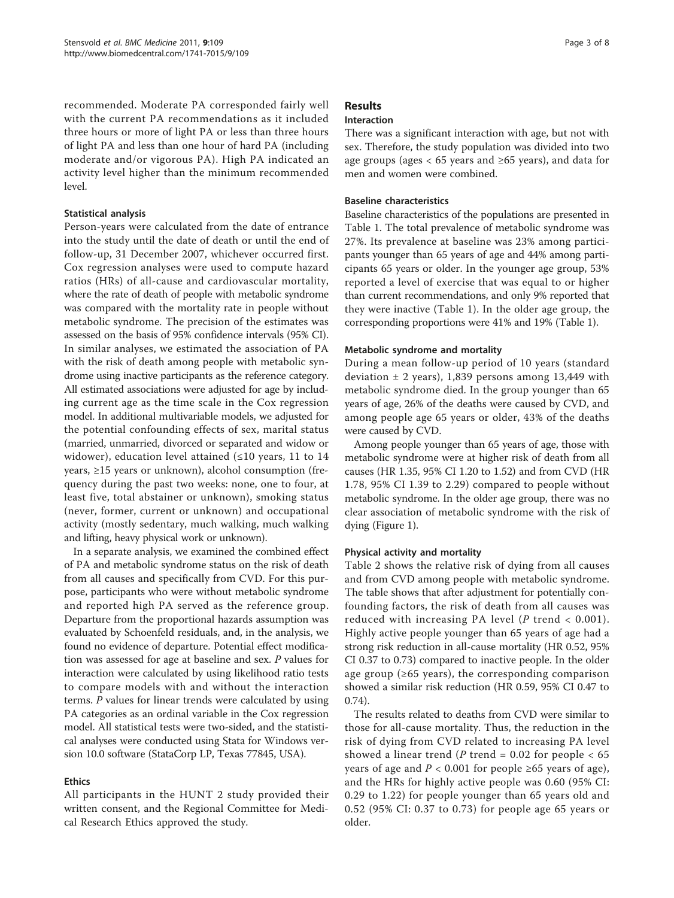recommended. Moderate PA corresponded fairly well with the current PA recommendations as it included three hours or more of light PA or less than three hours of light PA and less than one hour of hard PA (including moderate and/or vigorous PA). High PA indicated an activity level higher than the minimum recommended level.

### Statistical analysis

Person-years were calculated from the date of entrance into the study until the date of death or until the end of follow-up, 31 December 2007, whichever occurred first. Cox regression analyses were used to compute hazard ratios (HRs) of all-cause and cardiovascular mortality, where the rate of death of people with metabolic syndrome was compared with the mortality rate in people without metabolic syndrome. The precision of the estimates was assessed on the basis of 95% confidence intervals (95% CI). In similar analyses, we estimated the association of PA with the risk of death among people with metabolic syndrome using inactive participants as the reference category. All estimated associations were adjusted for age by including current age as the time scale in the Cox regression model. In additional multivariable models, we adjusted for the potential confounding effects of sex, marital status (married, unmarried, divorced or separated and widow or widower), education level attained (≤10 years, 11 to 14 years, ≥15 years or unknown), alcohol consumption (frequency during the past two weeks: none, one to four, at least five, total abstainer or unknown), smoking status (never, former, current or unknown) and occupational activity (mostly sedentary, much walking, much walking and lifting, heavy physical work or unknown).

In a separate analysis, we examined the combined effect of PA and metabolic syndrome status on the risk of death from all causes and specifically from CVD. For this purpose, participants who were without metabolic syndrome and reported high PA served as the reference group. Departure from the proportional hazards assumption was evaluated by Schoenfeld residuals, and, in the analysis, we found no evidence of departure. Potential effect modification was assessed for age at baseline and sex. *P* values for interaction were calculated by using likelihood ratio tests to compare models with and without the interaction terms. *P* values for linear trends were calculated by using PA categories as an ordinal variable in the Cox regression model. All statistical tests were two-sided, and the statistical analyses were conducted using Stata for Windows version 10.0 software (StataCorp LP, Texas 77845, USA).

### Ethics

All participants in the HUNT 2 study provided their written consent, and the Regional Committee for Medical Research Ethics approved the study.

## Results

### Interaction

There was a significant interaction with age, but not with sex. Therefore, the study population was divided into two age groups (ages < 65 years and ≥65 years), and data for men and women were combined.

### Baseline characteristics

Baseline characteristics of the populations are presented in Table 1. The total prevalence of metabolic syndrome was 27%. Its prevalence at baseline was 23% among participants younger than 65 years of age and 44% among participants 65 years or older. In the younger age group, 53% reported a level of exercise that was equal to or higher than current recommendations, and only 9% reported that they were inactive (Table 1). In the older age group, the corresponding proportions were 41% and 19% (Table 1).

### Metabolic syndrome and mortality

During a mean follow-up period of 10 years (standard deviation ± 2 years), 1,839 persons among 13,449 with metabolic syndrome died. In the group younger than 65 years of age, 26% of the deaths were caused by CVD, and among people age 65 years or older, 43% of the deaths were caused by CVD.

Among people younger than 65 years of age, those with metabolic syndrome were at higher risk of death from all causes (HR 1.35, 95% CI 1.20 to 1.52) and from CVD (HR 1.78, 95% CI 1.39 to 2.29) compared to people without metabolic syndrome. In the older age group, there was no clear association of metabolic syndrome with the risk of dying (Figure 1).

### Physical activity and mortality

Table 2 shows the relative risk of dying from all causes and from CVD among people with metabolic syndrome. The table shows that after adjustment for potentially confounding factors, the risk of death from all causes was reduced with increasing PA level (*P* trend < 0.001). Highly active people younger than 65 years of age had a strong risk reduction in all-cause mortality (HR 0.52, 95% CI 0.37 to 0.73) compared to inactive people. In the older age group (≥65 years), the corresponding comparison showed a similar risk reduction (HR 0.59, 95% CI 0.47 to 0.74).

The results related to deaths from CVD were similar to those for all-cause mortality. Thus, the reduction in the risk of dying from CVD related to increasing PA level showed a linear trend (*P* trend = 0.02 for people < 65 years of age and *P* < 0.001 for people ≥65 years of age), and the HRs for highly active people was 0.60 (95% CI: 0.29 to 1.22) for people younger than 65 years old and 0.52 (95% CI: 0.37 to 0.73) for people age 65 years or older.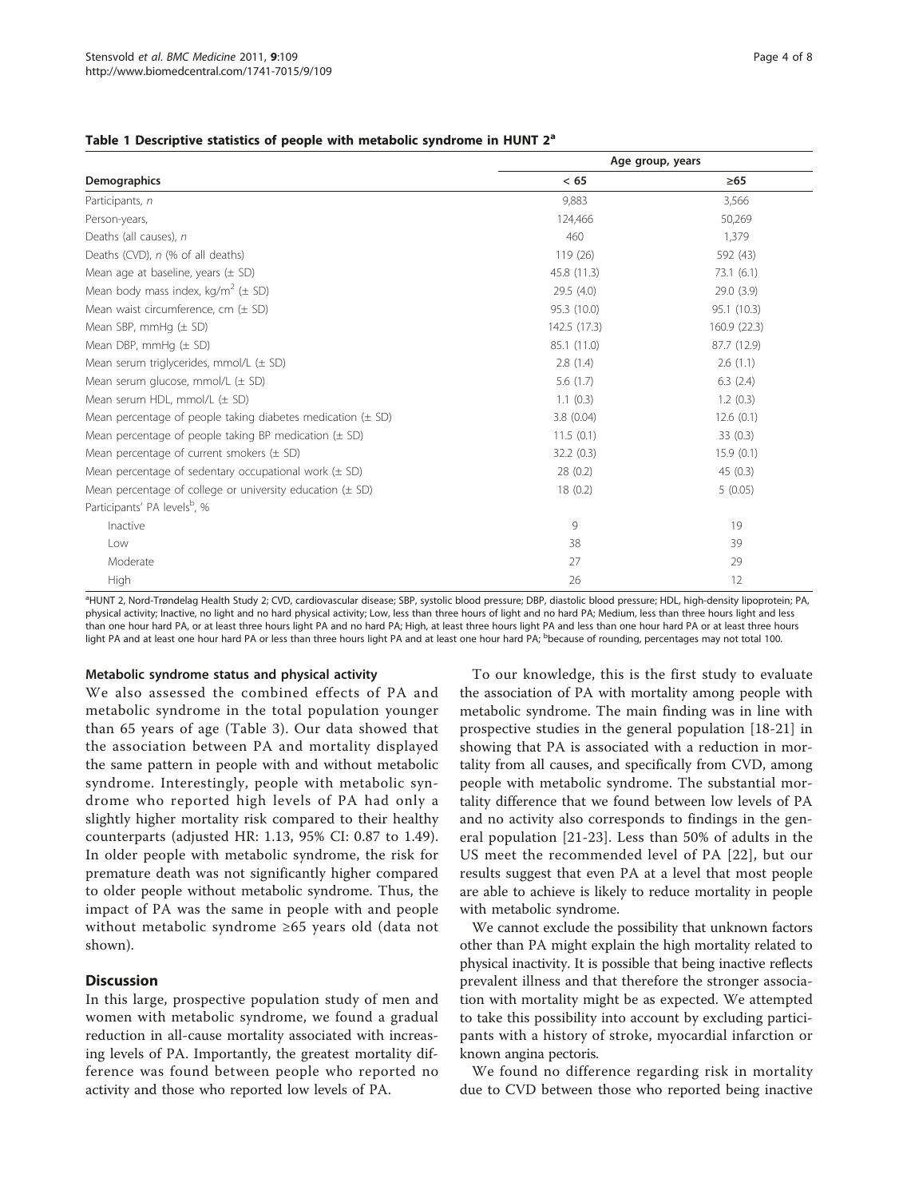**Table 1 Descriptive statistics of people with metabolic syndrome in HUNT 2[a]**

| Demographics | Age group, years | |
|---|---|---|
| | < 65 | ≥65 |
| Participants, *n* | 9,883 | 3,566 |
| Person-years, | 124,466 | 50,269 |
| Deaths (all causes), *n* | 460 | 1,379 |
| Deaths (CVD), *n* (% of all deaths) | 119 (26) | 592 (43) |
| Mean age at baseline, years (± SD) | 45.8 (11.3) | 73.1 (6.1) |
| Mean body mass index, kg/m$^2$ (± SD) | 29.5 (4.0) | 29.0 (3.9) |
| Mean waist circumference, cm (± SD) | 95.3 (10.0) | 95.1 (10.3) |
| Mean SBP, mmHg (± SD) | 142.5 (17.3) | 160.9 (22.3) |
| Mean DBP, mmHg (± SD) | 85.1 (11.0) | 87.7 (12.9) |
| Mean serum triglycerides, mmol/L (± SD) | 2.8 (1.4) | 2.6 (1.1) |
| Mean serum glucose, mmol/L (± SD) | 5.6 (1.7) | 6.3 (2.4) |
| Mean serum HDL, mmol/L (± SD) | 1.1 (0.3) | 1.2 (0.3) |
| Mean percentage of people taking diabetes medication (± SD) | 3.8 (0.04) | 12.6 (0.1) |
| Mean percentage of people taking BP medication (± SD) | 11.5 (0.1) | 33 (0.3) |
| Mean percentage of current smokers (± SD) | 32.2 (0.3) | 15.9 (0.1) |
| Mean percentage of sedentary occupational work (± SD) | 28 (0.2) | 45 (0.3) |
| Mean percentage of college or university education (± SD) | 18 (0.2) | 5 (0.05) |
| Participants' PA levels[b], % | | |
| Inactive | 9 | 19 |
| Low | 38 | 39 |
| Moderate | 27 | 29 |
| High | 26 | 12 |

[a]HUNT 2, Nord-Trøndelag Health Study 2; CVD, cardiovascular disease; SBP, systolic blood pressure; DBP, diastolic blood pressure; HDL, high-density lipoprotein; PA, physical activity; Inactive, no light and no hard physical activity; Low, less than three hours of light and no hard PA; Medium, less than three hours light and less than one hour hard PA, or at least three hours light PA and no hard PA; High, at least three hours light PA and less than one hour hard PA or at least three hours light PA and at least one hour hard PA or less than three hours light PA and at least one hour hard PA; [b]because of rounding, percentages may not total 100.

#### Metabolic syndrome status and physical activity

We also assessed the combined effects of PA and metabolic syndrome in the total population younger than 65 years of age (Table 3). Our data showed that the association between PA and mortality displayed the same pattern in people with and without metabolic syndrome. Interestingly, people with metabolic syndrome who reported high levels of PA had only a slightly higher mortality risk compared to their healthy counterparts (adjusted HR: 1.13, 95% CI: 0.87 to 1.49). In older people with metabolic syndrome, the risk for premature death was not significantly higher compared to older people without metabolic syndrome. Thus, the impact of PA was the same in people with and people without metabolic syndrome ≥65 years old (data not shown).

## Discussion

In this large, prospective population study of men and women with metabolic syndrome, we found a gradual reduction in all-cause mortality associated with increasing levels of PA. Importantly, the greatest mortality difference was found between people who reported no activity and those who reported low levels of PA.

To our knowledge, this is the first study to evaluate the association of PA with mortality among people with metabolic syndrome. The main finding was in line with prospective studies in the general population [18-21] in showing that PA is associated with a reduction in mortality from all causes, and specifically from CVD, among people with metabolic syndrome. The substantial mortality difference that we found between low levels of PA and no activity also corresponds to findings in the general population [21-23]. Less than 50% of adults in the US meet the recommended level of PA [22], but our results suggest that even PA at a level that most people are able to achieve is likely to reduce mortality in people with metabolic syndrome.

We cannot exclude the possibility that unknown factors other than PA might explain the high mortality related to physical inactivity. It is possible that being inactive reflects prevalent illness and that therefore the stronger association with mortality might be as expected. We attempted to take this possibility into account by excluding participants with a history of stroke, myocardial infarction or known angina pectoris.

We found no difference regarding risk in mortality due to CVD between those who reported being inactive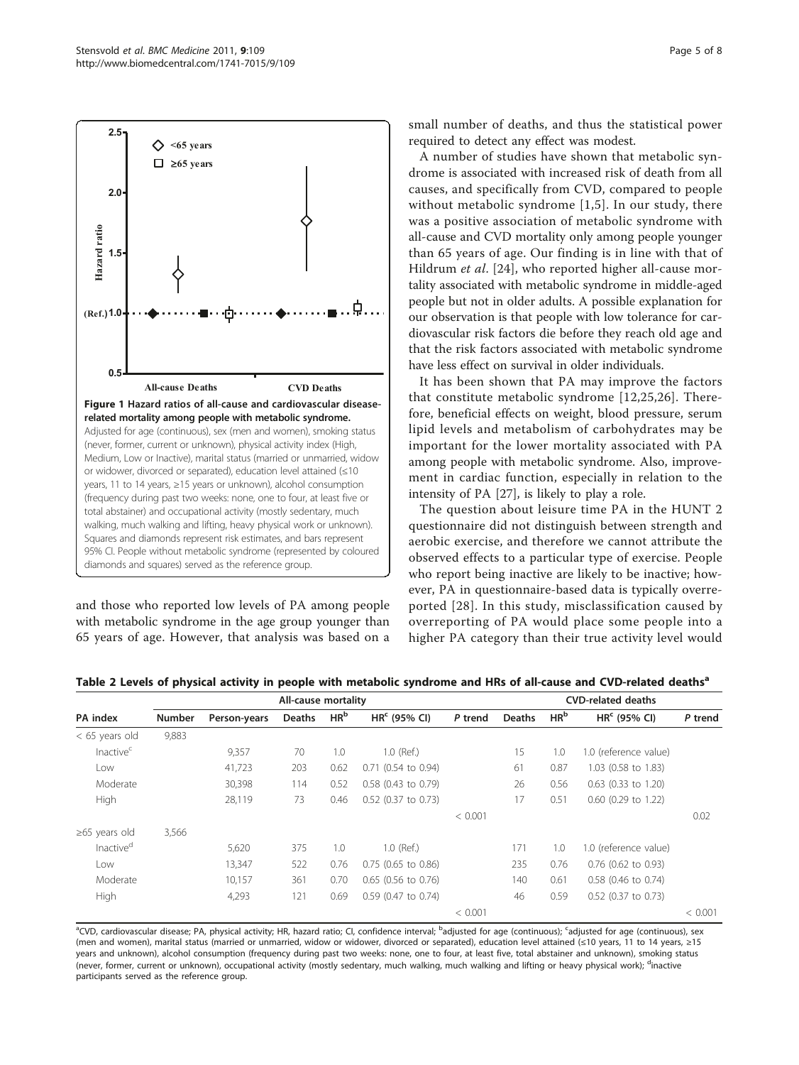Figure 1 Hazard ratios of all-cause and cardiovascular disease-related mortality among people with metabolic syndrome. Adjusted for age (continuous), sex (men and women), smoking status (never, former, current or unknown), physical activity index (High, Medium, Low or Inactive), marital status (married or unmarried, widow or widower, divorced or separated), education level attained (≤10 years, 11 to 14 years, ≥15 years or unknown), alcohol consumption (frequency during past two weeks: none, one to four, at least five or total abstainer) and occupational activity (mostly sedentary, much walking, much walking and lifting, heavy physical work or unknown). Squares and diamonds represent risk estimates, and bars represent 95% CI. People without metabolic syndrome (represented by coloured diamonds and squares) served as the reference group.

and those who reported low levels of PA among people with metabolic syndrome in the age group younger than 65 years of age. However, that analysis was based on a small number of deaths, and thus the statistical power required to detect any effect was modest.

A number of studies have shown that metabolic syndrome is associated with increased risk of death from all causes, and specifically from CVD, compared to people without metabolic syndrome [1,5]. In our study, there was a positive association of metabolic syndrome with all-cause and CVD mortality only among people younger than 65 years of age. Our finding is in line with that of Hildrum *et al*. [24], who reported higher all-cause mortality associated with metabolic syndrome in middle-aged people but not in older adults. A possible explanation for our observation is that people with low tolerance for cardiovascular risk factors die before they reach old age and that the risk factors associated with metabolic syndrome have less effect on survival in older individuals.

It has been shown that PA may improve the factors that constitute metabolic syndrome [12,25,26]. Therefore, beneficial effects on weight, blood pressure, serum lipid levels and metabolism of carbohydrates may be important for the lower mortality associated with PA among people with metabolic syndrome. Also, improvement in cardiac function, especially in relation to the intensity of PA [27], is likely to play a role.

The question about leisure time PA in the HUNT 2 questionnaire did not distinguish between strength and aerobic exercise, and therefore we cannot attribute the observed effects to a particular type of exercise. People who report being inactive are likely to be inactive; however, PA in questionnaire-based data is typically overreported [28]. In this study, misclassification caused by overreporting of PA would place some people into a higher PA category than their true activity level would

**Table 2 Levels of physical activity in people with metabolic syndrome and HRs of all-cause and CVD-related deaths[a]**

| PA index | All-cause mortality | | | | | | CVD-related deaths | | | |
|---|---|---|---|---|---|---|---|---|---|---|
| | Number | Person-years | Deaths | HR[b] | HR[c] (95% CI) | *P* trend | Deaths | HR[b] | HR[c] (95% CI) | *P* trend |
| < 65 years old | 9,883 | | | | | | | | | |
| Inactive[c] | | 9,357 | 70 | 1.0 | 1.0 (Ref.) | | 15 | 1.0 | 1.0 (reference value) | |
| Low | | 41,723 | 203 | 0.62 | 0.71 (0.54 to 0.94) | | 61 | 0.87 | 1.03 (0.58 to 1.83) | |
| Moderate | | 30,398 | 114 | 0.52 | 0.58 (0.43 to 0.79) | | 26 | 0.56 | 0.63 (0.33 to 1.20) | |
| High | | 28,119 | 73 | 0.46 | 0.52 (0.37 to 0.73) | | 17 | 0.51 | 0.60 (0.29 to 1.22) | |
| | | | | | | < 0.001 | | | | 0.02 |
| ≥65 years old | 3,566 | | | | | | | | | |
| Inactive[d] | | 5,620 | 375 | 1.0 | 1.0 (Ref.) | | 171 | 1.0 | 1.0 (reference value) | |
| Low | | 13,347 | 522 | 0.76 | 0.75 (0.65 to 0.86) | | 235 | 0.76 | 0.76 (0.62 to 0.93) | |
| Moderate | | 10,157 | 361 | 0.70 | 0.65 (0.56 to 0.76) | | 140 | 0.61 | 0.58 (0.46 to 0.74) | |
| High | | 4,293 | 121 | 0.69 | 0.59 (0.47 to 0.74) | | 46 | 0.59 | 0.52 (0.37 to 0.73) | |
| | | | | | | < 0.001 | | | | < 0.001 |

[a]CVD, cardiovascular disease; PA, physical activity; HR, hazard ratio; CI, confidence interval; [b]adjusted for age (continuous); [c]adjusted for age (continuous), sex (men and women), marital status (married or unmarried, widow or widower, divorced or separated), education level attained (≤10 years, 11 to 14 years, ≥15 years and unknown), alcohol consumption (frequency during past two weeks: none, one to four, at least five, total abstainer and unknown), smoking status (never, former, current or unknown), occupational activity (mostly sedentary, much walking, much walking and lifting or heavy physical work); [d]inactive participants served as the reference group.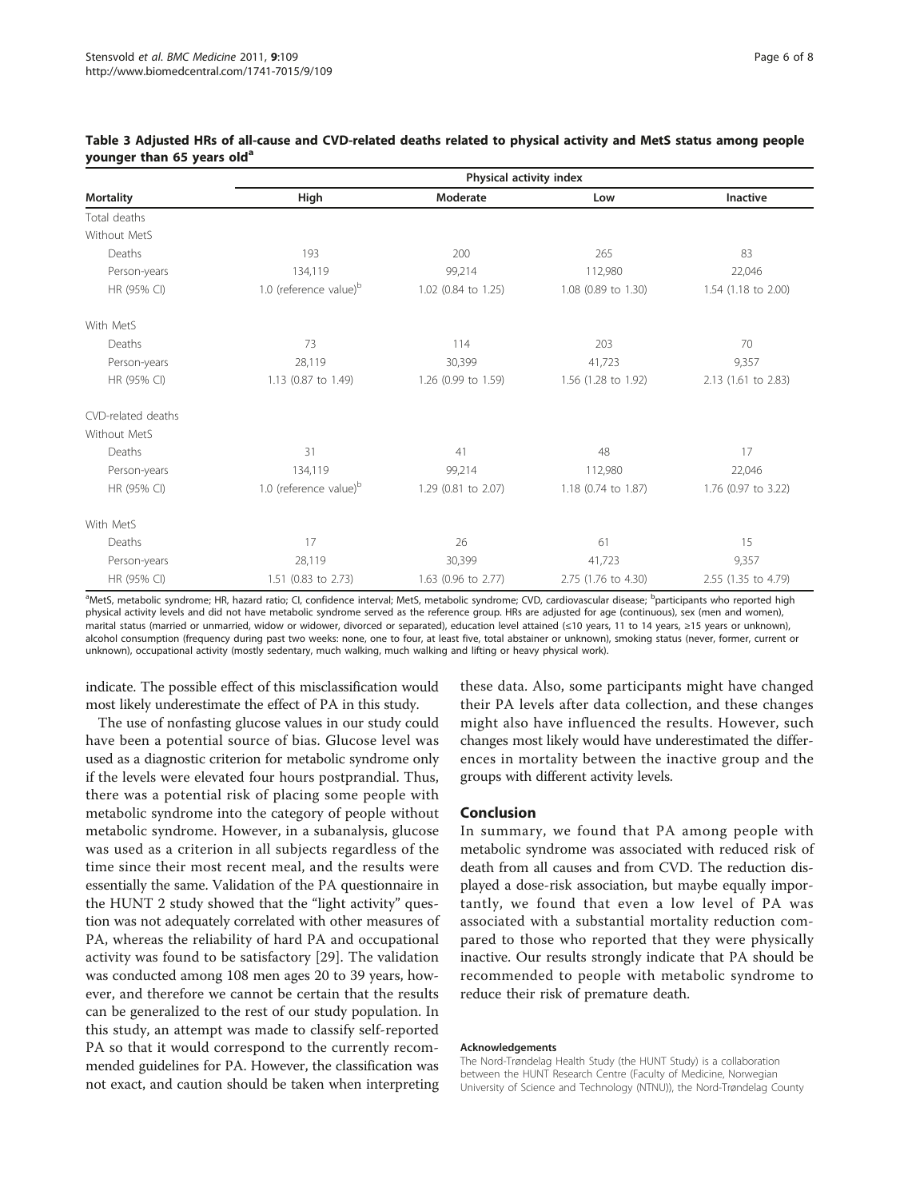**Table 3 Adjusted HRs of all-cause and CVD-related deaths related to physical activity and MetS status among people younger than 65 years old[a]**

| Mortality | Physical activity index | | | |
|---|---|---|---|---|
| | High | Moderate | Low | Inactive |
| Total deaths | | | | |
| Without MetS | | | | |
| Deaths | 193 | 200 | 265 | 83 |
| Person-years | 134,119 | 99,214 | 112,980 | 22,046 |
| HR (95% CI) | 1.0 (reference value)[b] | 1.02 (0.84 to 1.25) | 1.08 (0.89 to 1.30) | 1.54 (1.18 to 2.00) |
| With MetS | | | | |
| Deaths | 73 | 114 | 203 | 70 |
| Person-years | 28,119 | 30,399 | 41,723 | 9,357 |
| HR (95% CI) | 1.13 (0.87 to 1.49) | 1.26 (0.99 to 1.59) | 1.56 (1.28 to 1.92) | 2.13 (1.61 to 2.83) |
| CVD-related deaths | | | | |
| Without MetS | | | | |
| Deaths | 31 | 41 | 48 | 17 |
| Person-years | 134,119 | 99,214 | 112,980 | 22,046 |
| HR (95% CI) | 1.0 (reference value)[b] | 1.29 (0.81 to 2.07) | 1.18 (0.74 to 1.87) | 1.76 (0.97 to 3.22) |
| With MetS | | | | |
| Deaths | 17 | 26 | 61 | 15 |
| Person-years | 28,119 | 30,399 | 41,723 | 9,357 |
| HR (95% CI) | 1.51 (0.83 to 2.73) | 1.63 (0.96 to 2.77) | 2.75 (1.76 to 4.30) | 2.55 (1.35 to 4.79) |

[a]MetS, metabolic syndrome; HR, hazard ratio; CI, confidence interval; MetS, metabolic syndrome; CVD, cardiovascular disease; [b]participants who reported high physical activity levels and did not have metabolic syndrome served as the reference group. HRs are adjusted for age (continuous), sex (men and women), marital status (married or unmarried, widow or widower, divorced or separated), education level attained (≤10 years, 11 to 14 years, ≥15 years or unknown), alcohol consumption (frequency during past two weeks: none, one to four, at least five, total abstainer or unknown), smoking status (never, former, current or unknown), occupational activity (mostly sedentary, much walking, much walking and lifting or heavy physical work).

indicate. The possible effect of this misclassification would most likely underestimate the effect of PA in this study.

The use of nonfasting glucose values in our study could have been a potential source of bias. Glucose level was used as a diagnostic criterion for metabolic syndrome only if the levels were elevated four hours postprandial. Thus, there was a potential risk of placing some people with metabolic syndrome into the category of people without metabolic syndrome. However, in a subanalysis, glucose was used as a criterion in all subjects regardless of the time since their most recent meal, and the results were essentially the same. Validation of the PA questionnaire in the HUNT 2 study showed that the "light activity" question was not adequately correlated with other measures of PA, whereas the reliability of hard PA and occupational activity was found to be satisfactory [29]. The validation was conducted among 108 men ages 20 to 39 years, however, and therefore we cannot be certain that the results can be generalized to the rest of our study population. In this study, an attempt was made to classify self-reported PA so that it would correspond to the currently recommended guidelines for PA. However, the classification was not exact, and caution should be taken when interpreting these data. Also, some participants might have changed their PA levels after data collection, and these changes might also have influenced the results. However, such changes most likely would have underestimated the differences in mortality between the inactive group and the groups with different activity levels.

## Conclusion

In summary, we found that PA among people with metabolic syndrome was associated with reduced risk of death from all causes and from CVD. The reduction displayed a dose-risk association, but maybe equally importantly, we found that even a low level of PA was associated with a substantial mortality reduction compared to those who reported that they were physically inactive. Our results strongly indicate that PA should be recommended to people with metabolic syndrome to reduce their risk of premature death.

#### Acknowledgements

The Nord-Trøndelag Health Study (the HUNT Study) is a collaboration between the HUNT Research Centre (Faculty of Medicine, Norwegian University of Science and Technology (NTNU)), the Nord-Trøndelag County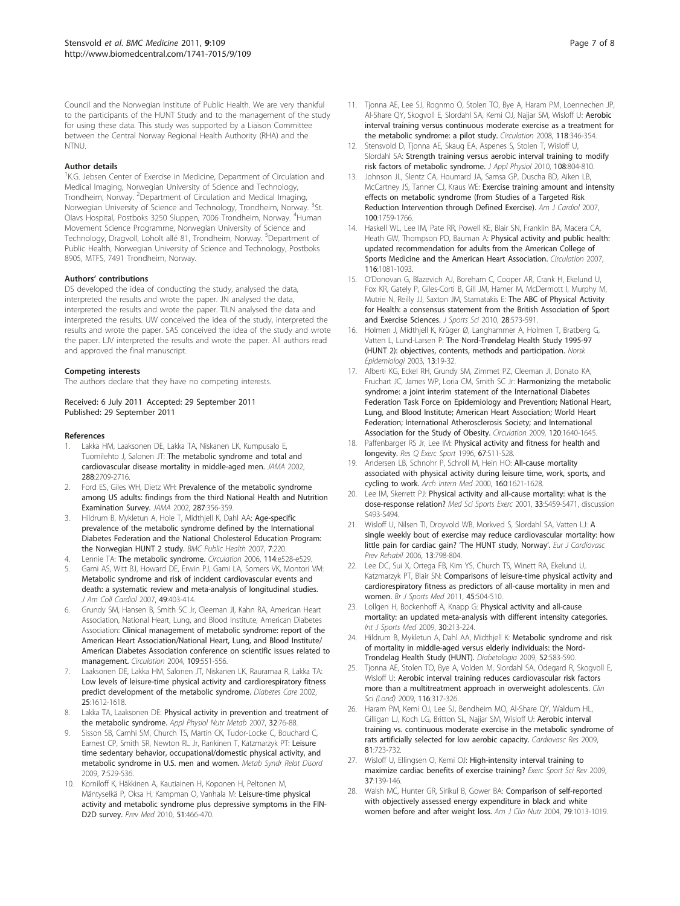Council and the Norwegian Institute of Public Health. We are very thankful to the participants of the HUNT Study and to the management of the study for using these data. This study was supported by a Liaison Committee between the Central Norway Regional Health Authority (RHA) and the NTNU.

#### Author details

[1]K.G. Jebsen Center of Exercise in Medicine, Department of Circulation and Medical Imaging, Norwegian University of Science and Technology, Trondheim, Norway. [2]Department of Circulation and Medical Imaging, Norwegian University of Science and Technology, Trondheim, Norway. [3]St. Olavs Hospital, Postboks 3250 Sluppen, 7006 Trondheim, Norway. [4]Human Movement Science Programme, Norwegian University of Science and Technology, Dragvoll, Loholt allé 81, Trondheim, Norway. [5]Department of Public Health, Norwegian University of Science and Technology, Postboks 8905, MTFS, 7491 Trondheim, Norway.

#### Authors' contributions

DS developed the idea of conducting the study, analysed the data, interpreted the results and wrote the paper. JN analysed the data, interpreted the results and wrote the paper. TILN analysed the data and interpreted the results. UW conceived the idea of the study, interpreted the results and wrote the paper. SAS conceived the idea of the study and wrote the paper. LJV interpreted the results and wrote the paper. All authors read and approved the final manuscript.

#### Competing interests

The authors declare that they have no competing interests.

Received: 6 July 2011 Accepted: 29 September 2011
Published: 29 September 2011

#### References

1. Lakka HM, Laaksonen DE, Lakka TA, Niskanen LK, Kumpusalo E, Tuomilehto J, Salonen JT: **The metabolic syndrome and total and cardiovascular disease mortality in middle-aged men.** *JAMA* 2002, **288**:2709-2716.
2. Ford ES, Giles WH, Dietz WH: **Prevalence of the metabolic syndrome among US adults: findings from the third National Health and Nutrition Examination Survey.** *JAMA* 2002, **287**:356-359.
3. Hildrum B, Mykletun A, Hole T, Midthjell K, Dahl AA: **Age-specific prevalence of the metabolic syndrome defined by the International Diabetes Federation and the National Cholesterol Education Program: the Norwegian HUNT 2 study.** *BMC Public Health* 2007, **7**:220.
4. Lennie TA: **The metabolic syndrome.** *Circulation* 2006, **114**:e528-e529.
5. Gami AS, Witt BJ, Howard DE, Erwin PJ, Gami LA, Somers VK, Montori VM: **Metabolic syndrome and risk of incident cardiovascular events and death: a systematic review and meta-analysis of longitudinal studies.** *J Am Coll Cardiol* 2007, **49**:403-414.
6. Grundy SM, Hansen B, Smith SC Jr, Cleeman JI, Kahn RA, American Heart Association, National Heart, Lung, and Blood Institute, American Diabetes Association: **Clinical management of metabolic syndrome: report of the American Heart Association/National Heart, Lung, and Blood Institute/American Diabetes Association conference on scientific issues related to management.** *Circulation* 2004, **109**:551-556.
7. Laaksonen DE, Lakka HM, Salonen JT, Niskanen LK, Rauramaa R, Lakka TA: **Low levels of leisure-time physical activity and cardiorespiratory fitness predict development of the metabolic syndrome.** *Diabetes Care* 2002, **25**:1612-1618.
8. Lakka TA, Laaksonen DE: **Physical activity in prevention and treatment of the metabolic syndrome.** *Appl Physiol Nutr Metab* 2007, **32**:76-88.
9. Sisson SB, Camhi SM, Church TS, Martin CK, Tudor-Locke C, Bouchard C, Earnest CP, Smith SR, Newton RL Jr, Rankinen T, Katzmarzyk PT: **Leisure time sedentary behavior, occupational/domestic physical activity, and metabolic syndrome in U.S. men and women.** *Metab Syndr Relat Disord* 2009, **7**:529-536.
10. Korniloff K, Häkkinen A, Kautiainen H, Koponen H, Peltonen M, Mäntyselkä P, Oksa H, Kampman O, Vanhala M: **Leisure-time physical activity and metabolic syndrome plus depressive symptoms in the FIN-D2D survey.** *Prev Med* 2010, **51**:466-470.
11. Tjonna AE, Lee SJ, Rognmo O, Stolen TO, Bye A, Haram PM, Loennechen JP, Al-Share QY, Skogvoll E, Slordahl SA, Kemi OJ, Najjar SM, Wisloff U: **Aerobic interval training versus continuous moderate exercise as a treatment for the metabolic syndrome: a pilot study.** *Circulation* 2008, **118**:346-354.
12. Stensvold D, Tjonna AE, Skaug EA, Aspenes S, Stolen T, Wisloff U, Slordahl SA: **Strength training versus aerobic interval training to modify risk factors of metabolic syndrome.** *J Appl Physiol* 2010, **108**:804-810.
13. Johnson JL, Slentz CA, Houmard JA, Samsa GP, Duscha BD, Aiken LB, McCartney JS, Tanner CJ, Kraus WE: **Exercise training amount and intensity effects on metabolic syndrome (from Studies of a Targeted Risk Reduction Intervention through Defined Exercise).** *Am J Cardiol* 2007, **100**:1759-1766.
14. Haskell WL, Lee IM, Pate RR, Powell KE, Blair SN, Franklin BA, Macera CA, Heath GW, Thompson PD, Bauman A: **Physical activity and public health: updated recommendation for adults from the American College of Sports Medicine and the American Heart Association.** *Circulation* 2007, **116**:1081-1093.
15. O'Donovan G, Blazevich AJ, Boreham C, Cooper AR, Crank H, Ekelund U, Fox KR, Gately P, Giles-Corti B, Gill JM, Hamer M, McDermott I, Murphy M, Mutrie N, Reilly JJ, Saxton JM, Stamatakis E: **The ABC of Physical Activity for Health: a consensus statement from the British Association of Sport and Exercise Sciences.** *J Sports Sci* 2010, **28**:573-591.
16. Holmen J, Midthjell K, Krüger Ø, Langhammer A, Holmen T, Bratberg G, Vatten L, Lund-Larsen P: **The Nord-Trøndelag Health Study 1995-97 (HUNT 2): objectives, contents, methods and participation.** *Norsk Epidemiologi* 2003, **13**:19-32.
17. Alberti KG, Eckel RH, Grundy SM, Zimmet PZ, Cleeman JI, Donato KA, Fruchart JC, James WP, Loria CM, Smith SC Jr: **Harmonizing the metabolic syndrome: a joint interim statement of the International Diabetes Federation Task Force on Epidemiology and Prevention; National Heart, Lung, and Blood Institute; American Heart Association; World Heart Federation; International Atherosclerosis Society; and International Association for the Study of Obesity.** *Circulation* 2009, **120**:1640-1645.
18. Paffenbarger RS Jr, Lee IM: **Physical activity and fitness for health and longevity.** *Res Q Exerc Sport* 1996, **67**:S11-S28.
19. Andersen LB, Schnohr P, Schroll M, Hein HO: **All-cause mortality associated with physical activity during leisure time, work, sports, and cycling to work.** *Arch Intern Med* 2000, **160**:1621-1628.
20. Lee IM, Skerrett PJ: **Physical activity and all-cause mortality: what is the dose-response relation?** *Med Sci Sports Exerc* 2001, **33**:S459-S471, discussion S493-S494.
21. Wisloff U, Nilsen TI, Droyvold WB, Morkved S, Slordahl SA, Vatten LJ: **A single weekly bout of exercise may reduce cardiovascular mortality: how little pain for cardiac gain? 'The HUNT study, Norway'.** *Eur J Cardiovasc Prev Rehabil* 2006, **13**:798-804.
22. Lee DC, Sui X, Ortega FB, Kim YS, Church TS, Winett RA, Ekelund U, Katzmarzyk PT, Blair SN: **Comparisons of leisure-time physical activity and cardiorespiratory fitness as predictors of all-cause mortality in men and women.** *Br J Sports Med* 2011, **45**:504-510.
23. Lollgen H, Bockenhoff A, Knapp G: **Physical activity and all-cause mortality: an updated meta-analysis with different intensity categories.** *Int J Sports Med* 2009, **30**:213-224.
24. Hildrum B, Mykletun A, Dahl AA, Midthjell K: **Metabolic syndrome and risk of mortality in middle-aged versus elderly individuals: the Nord-Trondelag Health Study (HUNT).** *Diabetologia* 2009, **52**:583-590.
25. Tjonna AE, Stolen TO, Bye A, Volden M, Slordahl SA, Odegard R, Skogvoll E, Wisloff U: **Aerobic interval training reduces cardiovascular risk factors more than a multitreatment approach in overweight adolescents.** *Clin Sci (Lond)* 2009, **116**:317-326.
26. Haram PM, Kemi OJ, Lee SJ, Bendheim MO, Al-Share QY, Waldum HL, Gilligan LJ, Koch LG, Britton SL, Najjar SM, Wisloff U: **Aerobic interval training vs. continuous moderate exercise in the metabolic syndrome of rats artificially selected for low aerobic capacity.** *Cardiovasc Res* 2009, **81**:723-732.
27. Wisloff U, Ellingsen O, Kemi OJ: **High-intensity interval training to maximize cardiac benefits of exercise training?** *Exerc Sport Sci Rev* 2009, **37**:139-146.
28. Walsh MC, Hunter GR, Sirikul B, Gower BA: **Comparison of self-reported with objectively assessed energy expenditure in black and white women before and after weight loss.** *Am J Clin Nutr* 2004, **79**:1013-1019.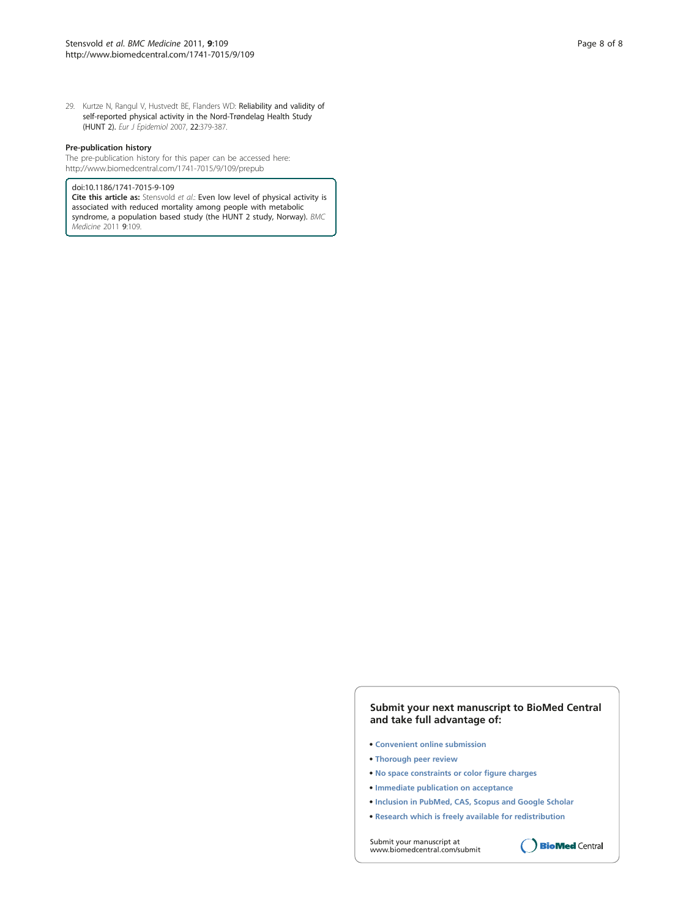29. Kurtze N, Rangul V, Hustvedt BE, Flanders WD: **Reliability and validity of self-reported physical activity in the Nord-Trøndelag Health Study (HUNT 2).** *Eur J Epidemiol* 2007, **22**:379-387.

### Pre-publication history

The pre-publication history for this paper can be accessed here:
http://www.biomedcentral.com/1741-7015/9/109/prepub

doi:10.1186/1741-7015-9-109

**Cite this article as:** Stensvold *et al.*: Even low level of physical activity is associated with reduced mortality among people with metabolic syndrome, a population based study (the HUNT 2 study, Norway). *BMC Medicine* 2011 **9**:109.

**Submit your next manuscript to BioMed Central and take full advantage of:**

- **Convenient online submission**
- **Thorough peer review**
- **No space constraints or color figure charges**
- **Immediate publication on acceptance**
- **Inclusion in PubMed, CAS, Scopus and Google Scholar**
- **Research which is freely available for redistribution**

Submit your manuscript at
www.biomedcentral.com/submit

BioMed Central